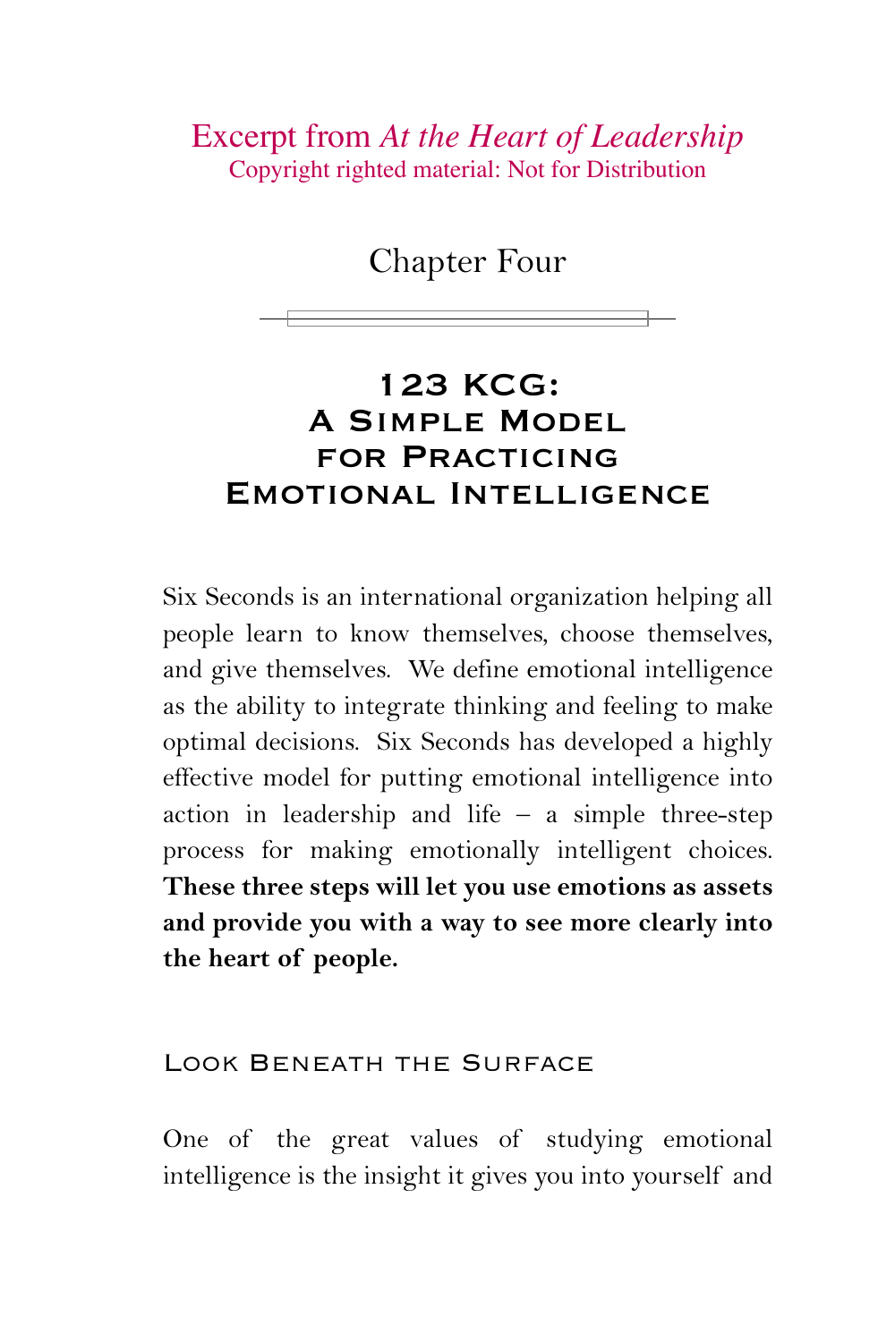Excerpt from *At the Heart of Leadership*
Copyright righted material: Not for Distribution

# Chapter Four

## 123 KCG: A Simple Model for Practicing Emotional Intelligence

Six Seconds is an international organization helping all people learn to know themselves, choose themselves, and give themselves. We define emotional intelligence as the ability to integrate thinking and feeling to make optimal decisions. Six Seconds has developed a highly effective model for putting emotional intelligence into action in leadership and life – a simple three-step process for making emotionally intelligent choices. **These three steps will let you use emotions as assets and provide you with a way to see more clearly into the heart of people.**

### Look Beneath the Surface

One of the great values of studying emotional intelligence is the insight it gives you into yourself and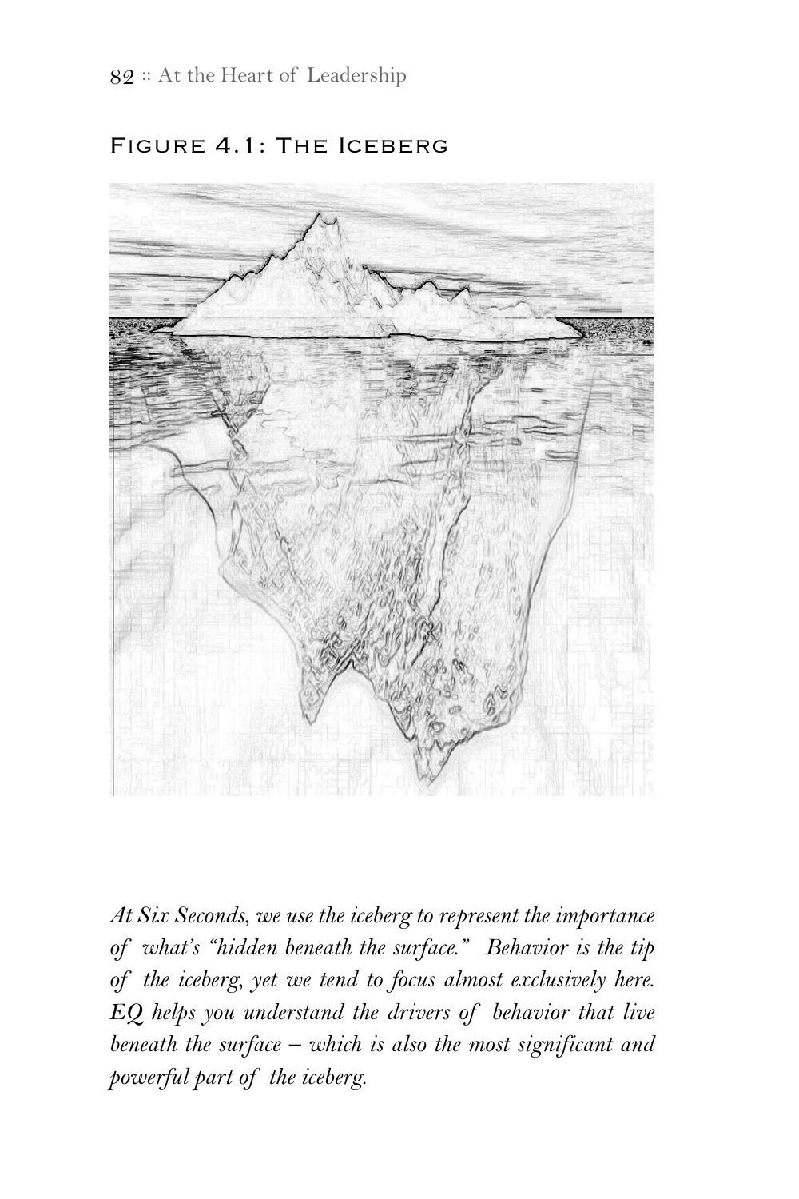## Figure 4.1: The Iceberg

*At Six Seconds, we use the iceberg to represent the importance of what's "hidden beneath the surface." Behavior is the tip of the iceberg, yet we tend to focus almost exclusively here. EQ helps you understand the drivers of behavior that live beneath the surface – which is also the most significant and powerful part of the iceberg.*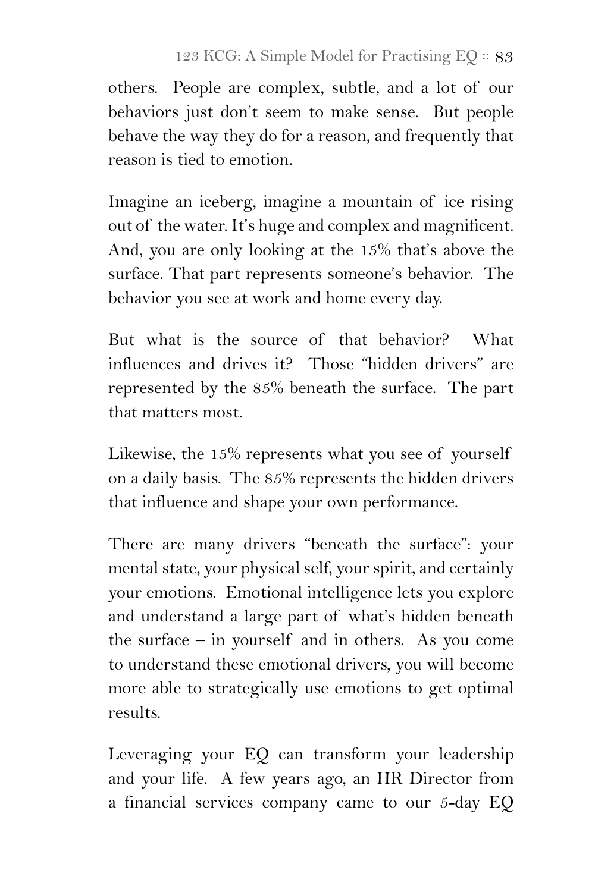others. People are complex, subtle, and a lot of our behaviors just don't seem to make sense. But people behave the way they do for a reason, and frequently that reason is tied to emotion.

Imagine an iceberg, imagine a mountain of ice rising out of the water. It's huge and complex and magnificent. And, you are only looking at the 15% that's above the surface. That part represents someone's behavior. The behavior you see at work and home every day.

But what is the source of that behavior? What influences and drives it? Those "hidden drivers" are represented by the 85% beneath the surface. The part that matters most.

Likewise, the 15% represents what you see of yourself on a daily basis. The 85% represents the hidden drivers that influence and shape your own performance.

There are many drivers "beneath the surface": your mental state, your physical self, your spirit, and certainly your emotions. Emotional intelligence lets you explore and understand a large part of what's hidden beneath the surface – in yourself and in others. As you come to understand these emotional drivers, you will become more able to strategically use emotions to get optimal results.

Leveraging your EQ can transform your leadership and your life. A few years ago, an HR Director from a financial services company came to our 5-day EQ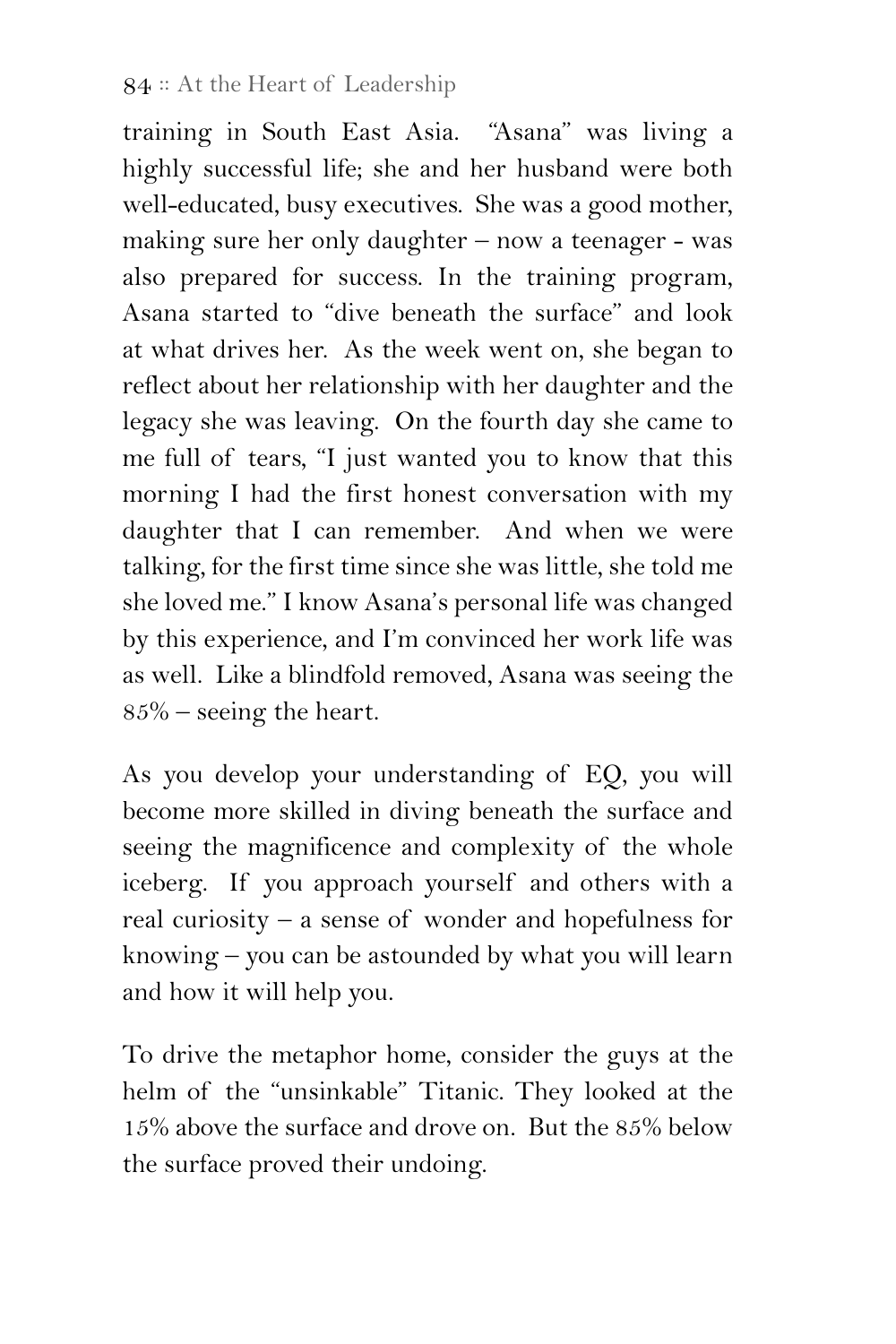training in South East Asia. "Asana" was living a highly successful life; she and her husband were both well-educated, busy executives. She was a good mother, making sure her only daughter – now a teenager - was also prepared for success. In the training program, Asana started to "dive beneath the surface" and look at what drives her. As the week went on, she began to reflect about her relationship with her daughter and the legacy she was leaving. On the fourth day she came to me full of tears, "I just wanted you to know that this morning I had the first honest conversation with my daughter that I can remember. And when we were talking, for the first time since she was little, she told me she loved me." I know Asana's personal life was changed by this experience, and I'm convinced her work life was as well. Like a blindfold removed, Asana was seeing the 85% – seeing the heart.

As you develop your understanding of EQ, you will become more skilled in diving beneath the surface and seeing the magnificence and complexity of the whole iceberg. If you approach yourself and others with a real curiosity – a sense of wonder and hopefulness for knowing – you can be astounded by what you will learn and how it will help you.

To drive the metaphor home, consider the guys at the helm of the "unsinkable" Titanic. They looked at the 15% above the surface and drove on. But the 85% below the surface proved their undoing.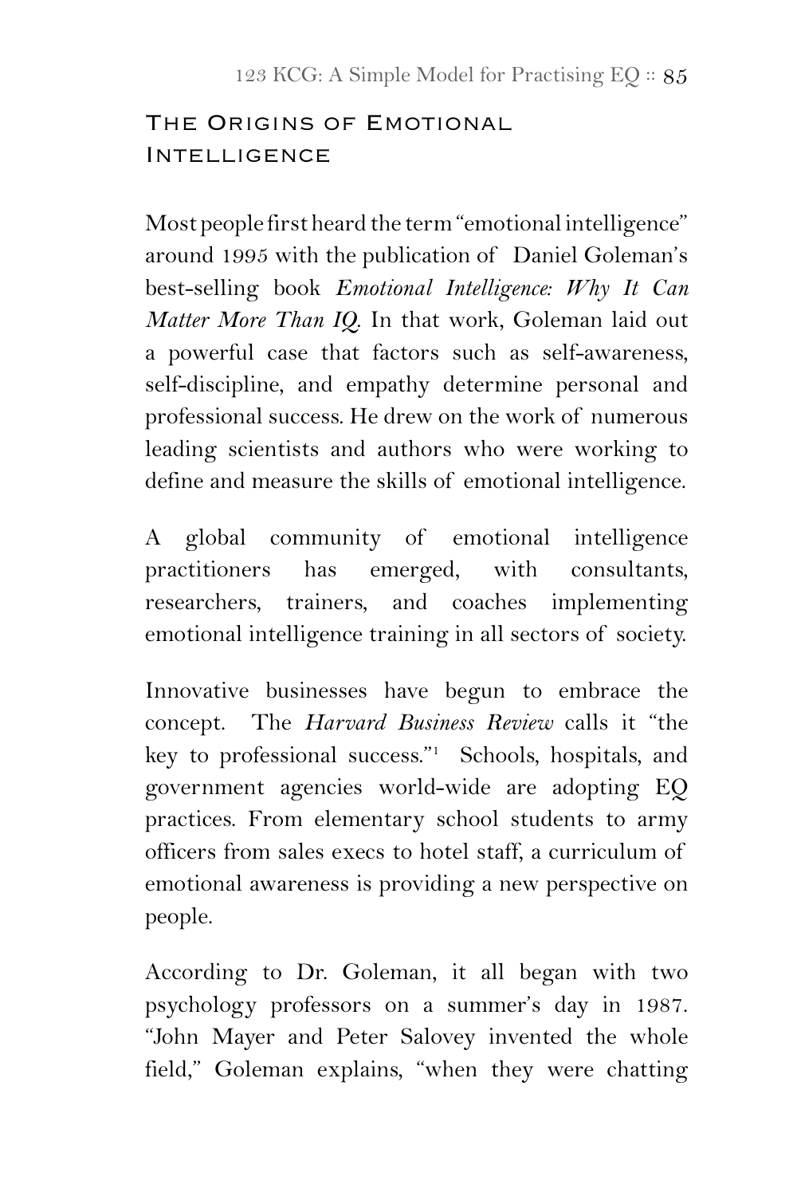## The Origins of Emotional Intelligence

Most people first heard the term "emotional intelligence" around 1995 with the publication of Daniel Goleman's best-selling book *Emotional Intelligence: Why It Can Matter More Than IQ*. In that work, Goleman laid out a powerful case that factors such as self-awareness, self-discipline, and empathy determine personal and professional success. He drew on the work of numerous leading scientists and authors who were working to define and measure the skills of emotional intelligence.

A global community of emotional intelligence practitioners has emerged, with consultants, researchers, trainers, and coaches implementing emotional intelligence training in all sectors of society.

Innovative businesses have begun to embrace the concept. The *Harvard Business Review* calls it "the key to professional success."[1] Schools, hospitals, and government agencies world-wide are adopting EQ practices. From elementary school students to army officers from sales execs to hotel staff, a curriculum of emotional awareness is providing a new perspective on people.

According to Dr. Goleman, it all began with two psychology professors on a summer's day in 1987. "John Mayer and Peter Salovey invented the whole field," Goleman explains, "when they were chatting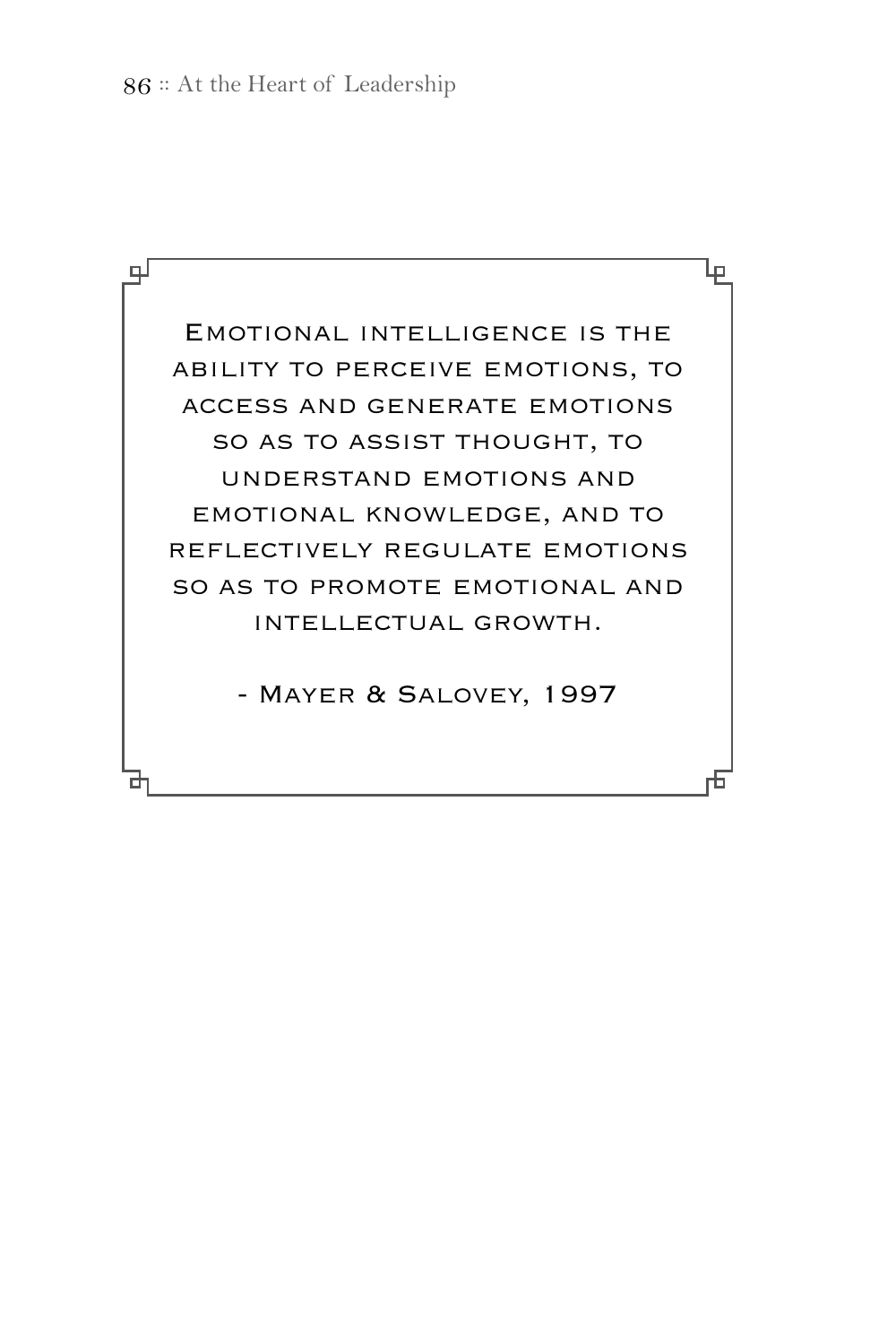> Emotional intelligence is the ability to perceive emotions, to access and generate emotions so as to assist thought, to understand emotions and emotional knowledge, and to reflectively regulate emotions so as to promote emotional and intellectual growth.
>
> - Mayer & Salovey, 1997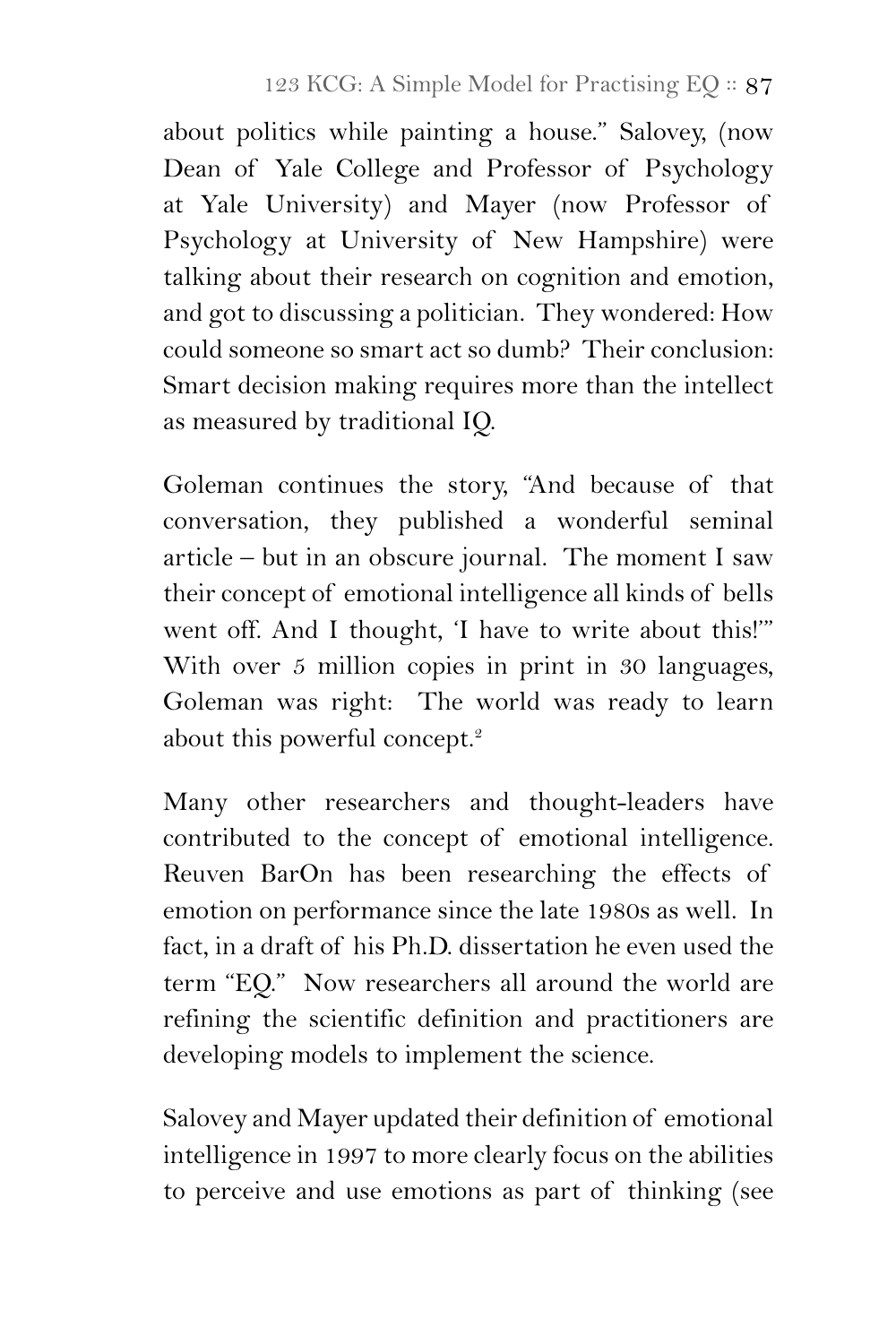about politics while painting a house." Salovey, (now Dean of Yale College and Professor of Psychology at Yale University) and Mayer (now Professor of Psychology at University of New Hampshire) were talking about their research on cognition and emotion, and got to discussing a politician. They wondered: How could someone so smart act so dumb? Their conclusion: Smart decision making requires more than the intellect as measured by traditional IQ.

Goleman continues the story, "And because of that conversation, they published a wonderful seminal article – but in an obscure journal. The moment I saw their concept of emotional intelligence all kinds of bells went off. And I thought, 'I have to write about this!'" With over 5 million copies in print in 30 languages, Goleman was right: The world was ready to learn about this powerful concept.[2]

Many other researchers and thought-leaders have contributed to the concept of emotional intelligence. Reuven BarOn has been researching the effects of emotion on performance since the late 1980s as well. In fact, in a draft of his Ph.D. dissertation he even used the term "EQ." Now researchers all around the world are refining the scientific definition and practitioners are developing models to implement the science.

Salovey and Mayer updated their definition of emotional intelligence in 1997 to more clearly focus on the abilities to perceive and use emotions as part of thinking (see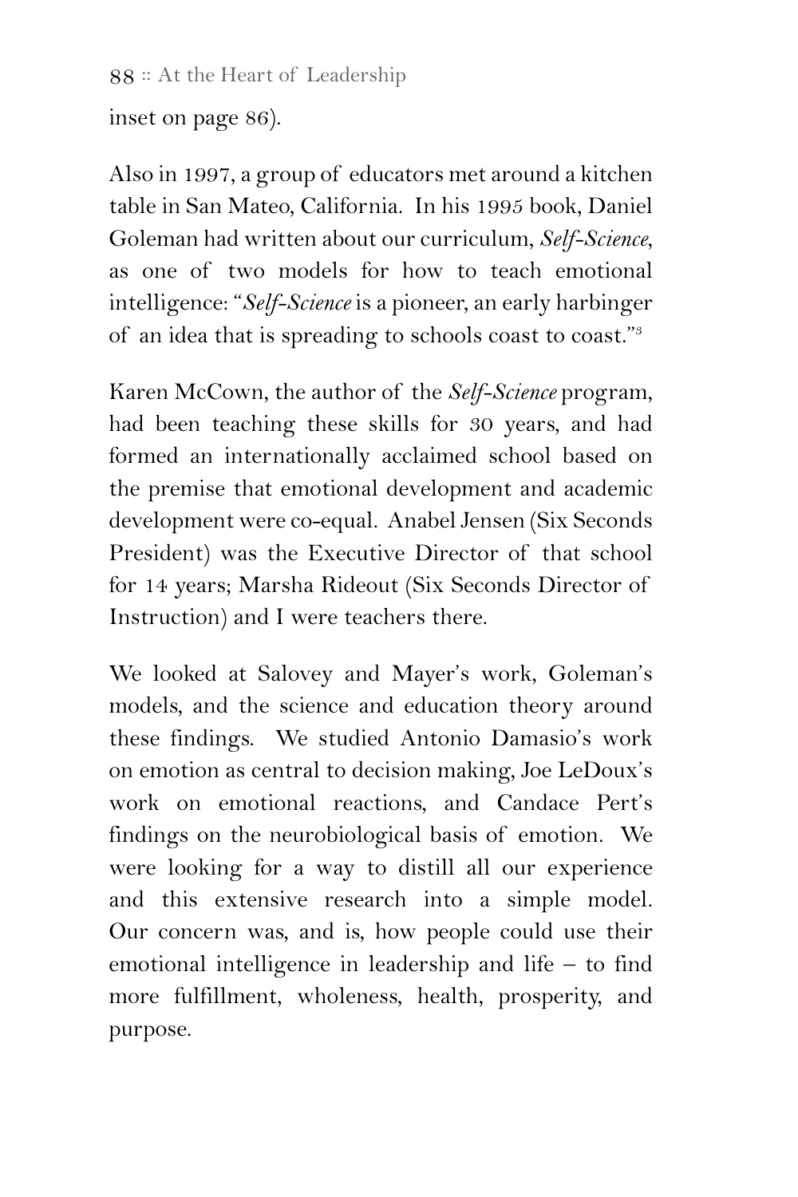inset on page 86).

Also in 1997, a group of educators met around a kitchen table in San Mateo, California. In his 1995 book, Daniel Goleman had written about our curriculum, *Self-Science*, as one of two models for how to teach emotional intelligence: "*Self-Science* is a pioneer, an early harbinger of an idea that is spreading to schools coast to coast."[3]

Karen McCown, the author of the *Self-Science* program, had been teaching these skills for 30 years, and had formed an internationally acclaimed school based on the premise that emotional development and academic development were co-equal. Anabel Jensen (Six Seconds President) was the Executive Director of that school for 14 years; Marsha Rideout (Six Seconds Director of Instruction) and I were teachers there.

We looked at Salovey and Mayer's work, Goleman's models, and the science and education theory around these findings. We studied Antonio Damasio's work on emotion as central to decision making, Joe LeDoux's work on emotional reactions, and Candace Pert's findings on the neurobiological basis of emotion. We were looking for a way to distill all our experience and this extensive research into a simple model. Our concern was, and is, how people could use their emotional intelligence in leadership and life – to find more fulfillment, wholeness, health, prosperity, and purpose.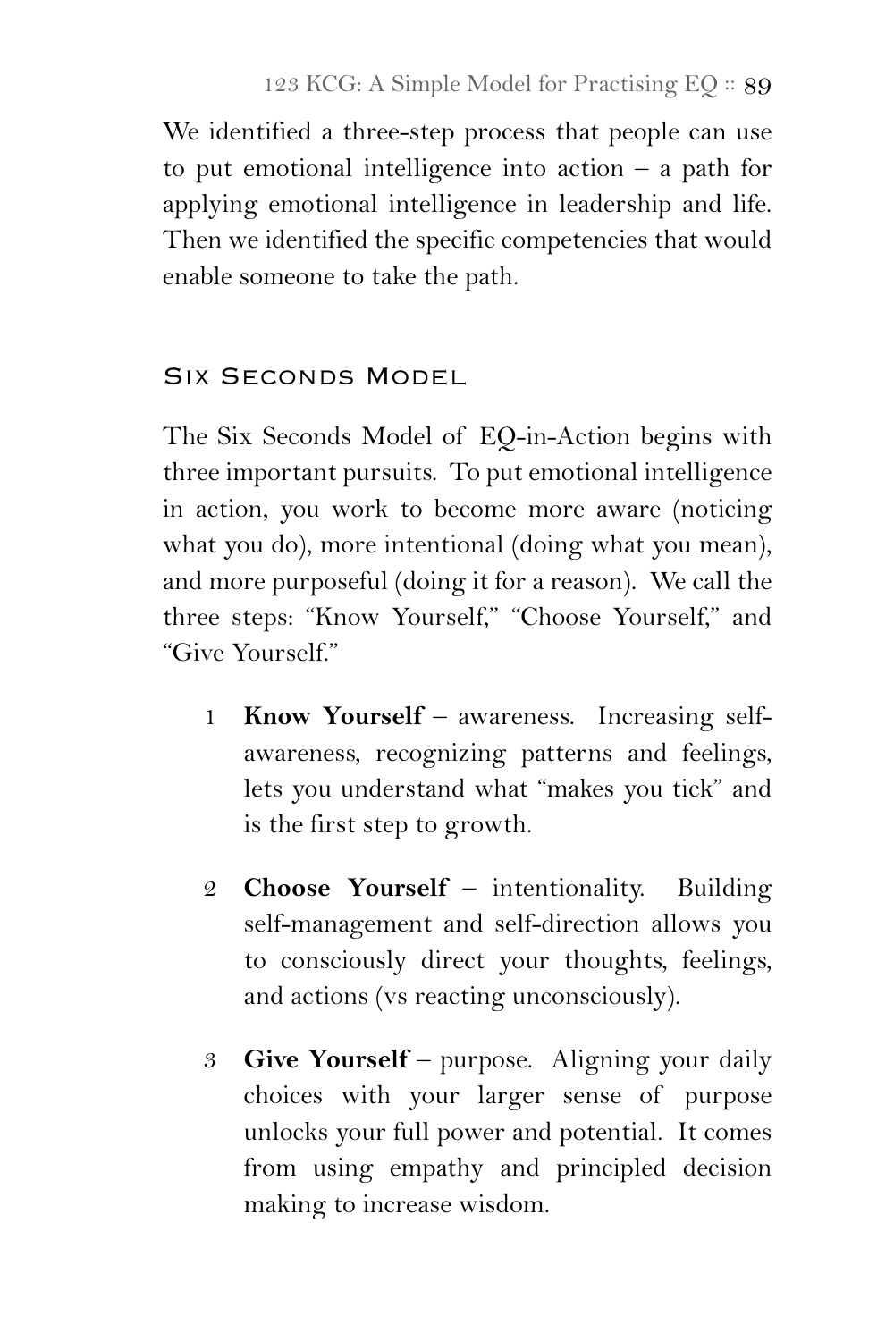We identified a three-step process that people can use to put emotional intelligence into action – a path for applying emotional intelligence in leadership and life. Then we identified the specific competencies that would enable someone to take the path.

## Six Seconds Model

The Six Seconds Model of EQ-in-Action begins with three important pursuits. To put emotional intelligence in action, you work to become more aware (noticing what you do), more intentional (doing what you mean), and more purposeful (doing it for a reason). We call the three steps: "Know Yourself," "Choose Yourself," and "Give Yourself."

1. **Know Yourself** – awareness. Increasing self-awareness, recognizing patterns and feelings, lets you understand what "makes you tick" and is the first step to growth.

2. **Choose Yourself** – intentionality. Building self-management and self-direction allows you to consciously direct your thoughts, feelings, and actions (vs reacting unconsciously).

3. **Give Yourself** – purpose. Aligning your daily choices with your larger sense of purpose unlocks your full power and potential. It comes from using empathy and principled decision making to increase wisdom.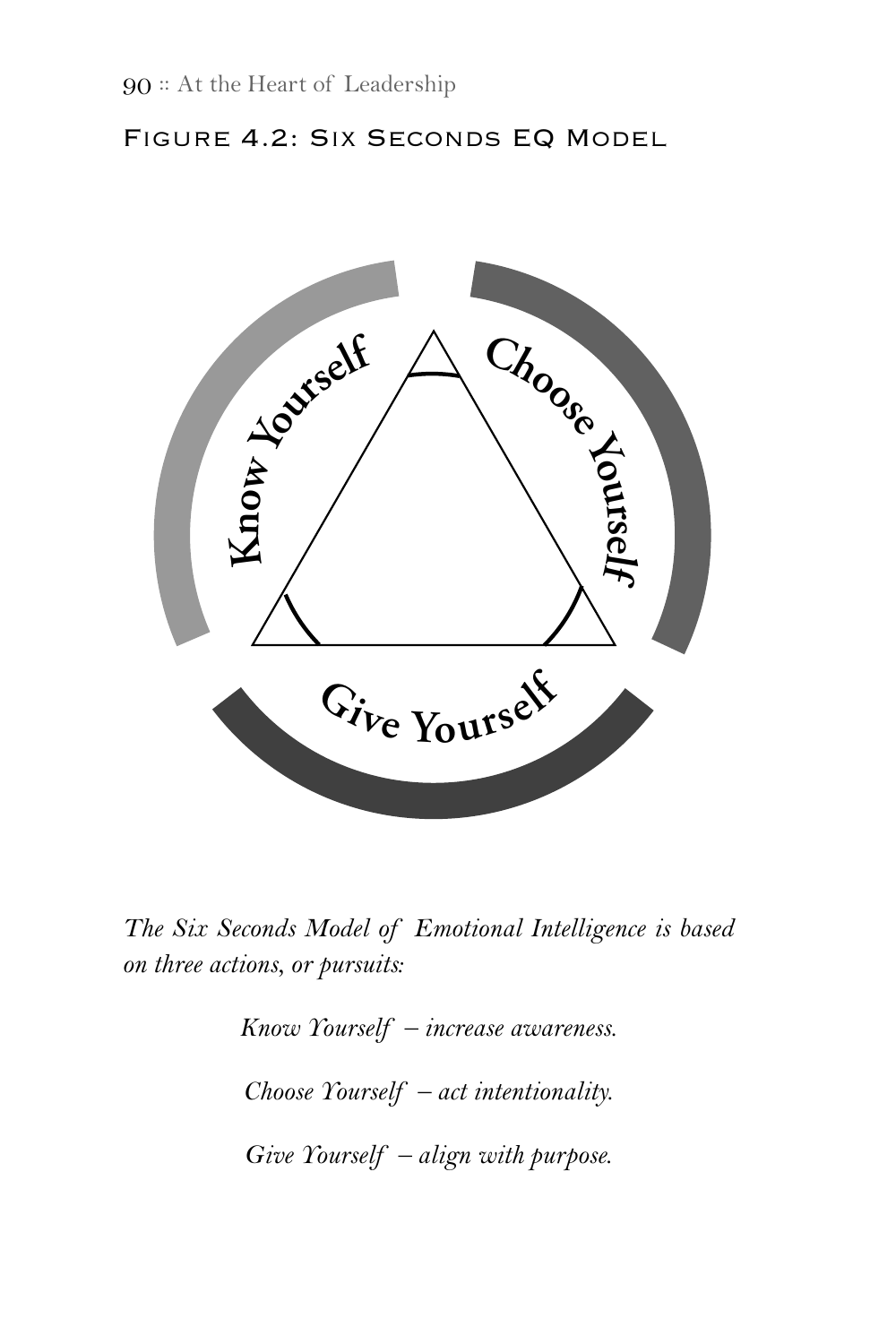## Figure 4.2: Six Seconds EQ Model

Know Yourself

Choose Yourself

Give Yourself

*The Six Seconds Model of Emotional Intelligence is based on three actions, or pursuits:*

*Know Yourself – increase awareness.*

*Choose Yourself – act intentionality.*

*Give Yourself – align with purpose.*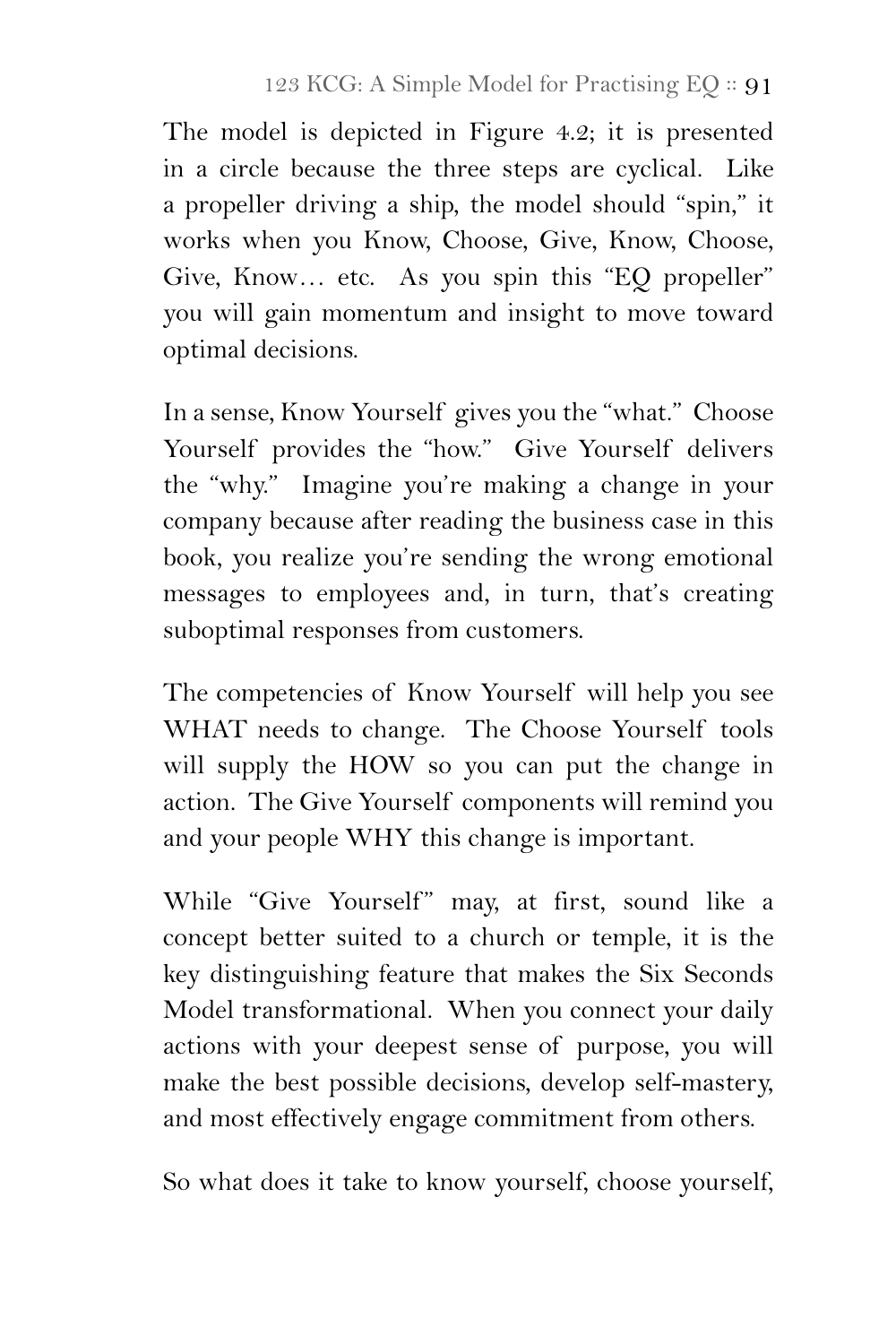The model is depicted in Figure 4.2; it is presented in a circle because the three steps are cyclical. Like a propeller driving a ship, the model should "spin," it works when you Know, Choose, Give, Know, Choose, Give, Know… etc. As you spin this "EQ propeller" you will gain momentum and insight to move toward optimal decisions.

In a sense, Know Yourself gives you the "what." Choose Yourself provides the "how." Give Yourself delivers the "why." Imagine you're making a change in your company because after reading the business case in this book, you realize you're sending the wrong emotional messages to employees and, in turn, that's creating suboptimal responses from customers.

The competencies of Know Yourself will help you see WHAT needs to change. The Choose Yourself tools will supply the HOW so you can put the change in action. The Give Yourself components will remind you and your people WHY this change is important.

While "Give Yourself" may, at first, sound like a concept better suited to a church or temple, it is the key distinguishing feature that makes the Six Seconds Model transformational. When you connect your daily actions with your deepest sense of purpose, you will make the best possible decisions, develop self-mastery, and most effectively engage commitment from others.

So what does it take to know yourself, choose yourself,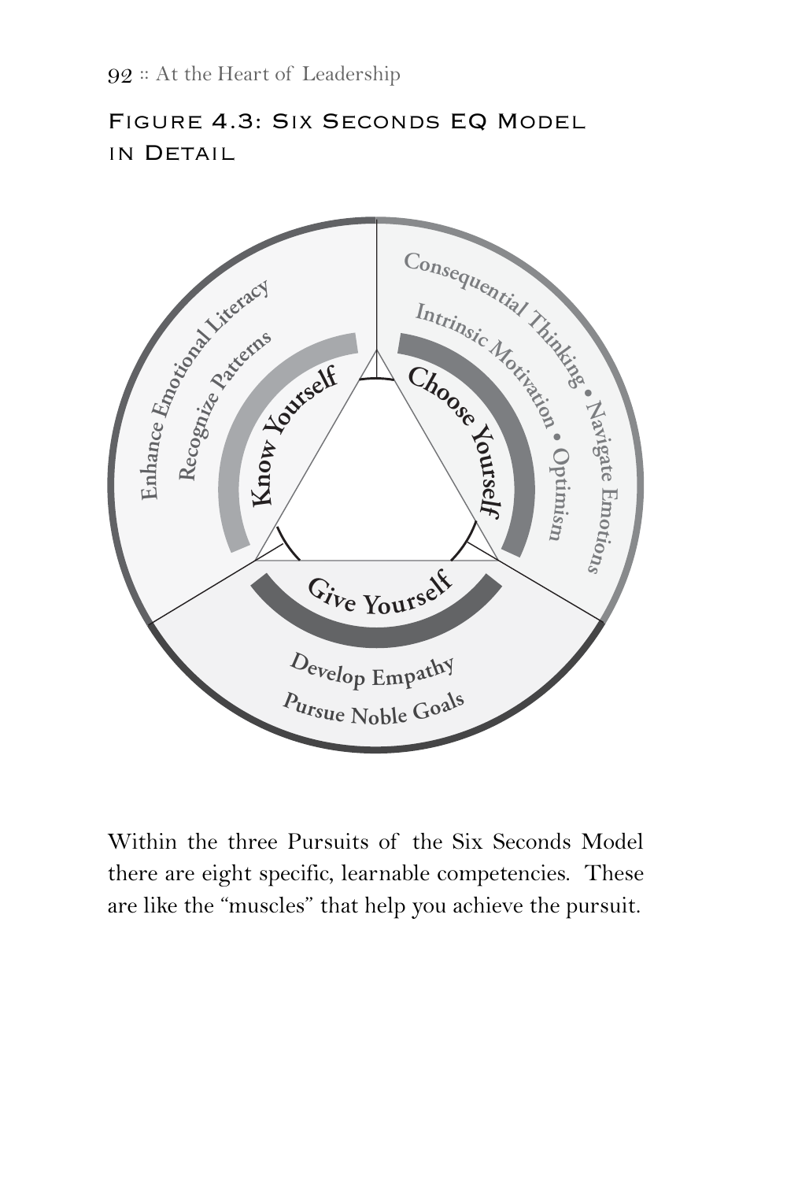## Figure 4.3: Six Seconds EQ Model in Detail

Know Yourself
Enhance Emotional Literacy
Recognize Patterns

Choose Yourself
Consequential Thinking • Navigate Emotions
Intrinsic Motivation • Optimism

Give Yourself
Develop Empathy
Pursue Noble Goals

Within the three Pursuits of the Six Seconds Model there are eight specific, learnable competencies. These are like the "muscles" that help you achieve the pursuit.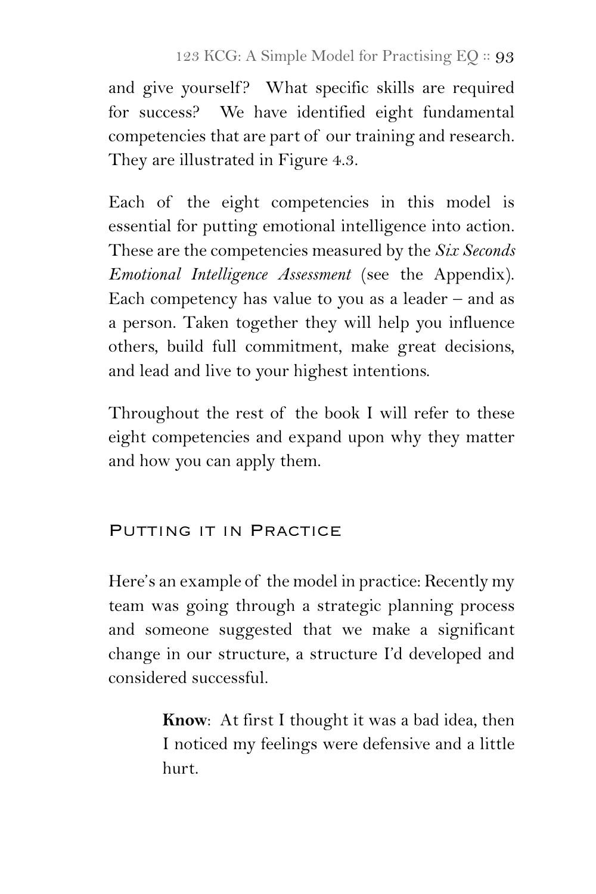and give yourself? What specific skills are required for success? We have identified eight fundamental competencies that are part of our training and research. They are illustrated in Figure 4.3.

Each of the eight competencies in this model is essential for putting emotional intelligence into action. These are the competencies measured by the *Six Seconds Emotional Intelligence Assessment* (see the Appendix). Each competency has value to you as a leader – and as a person. Taken together they will help you influence others, build full commitment, make great decisions, and lead and live to your highest intentions.

Throughout the rest of the book I will refer to these eight competencies and expand upon why they matter and how you can apply them.

## Putting it in Practice

Here's an example of the model in practice: Recently my team was going through a strategic planning process and someone suggested that we make a significant change in our structure, a structure I'd developed and considered successful.

> **Know**: At first I thought it was a bad idea, then I noticed my feelings were defensive and a little hurt.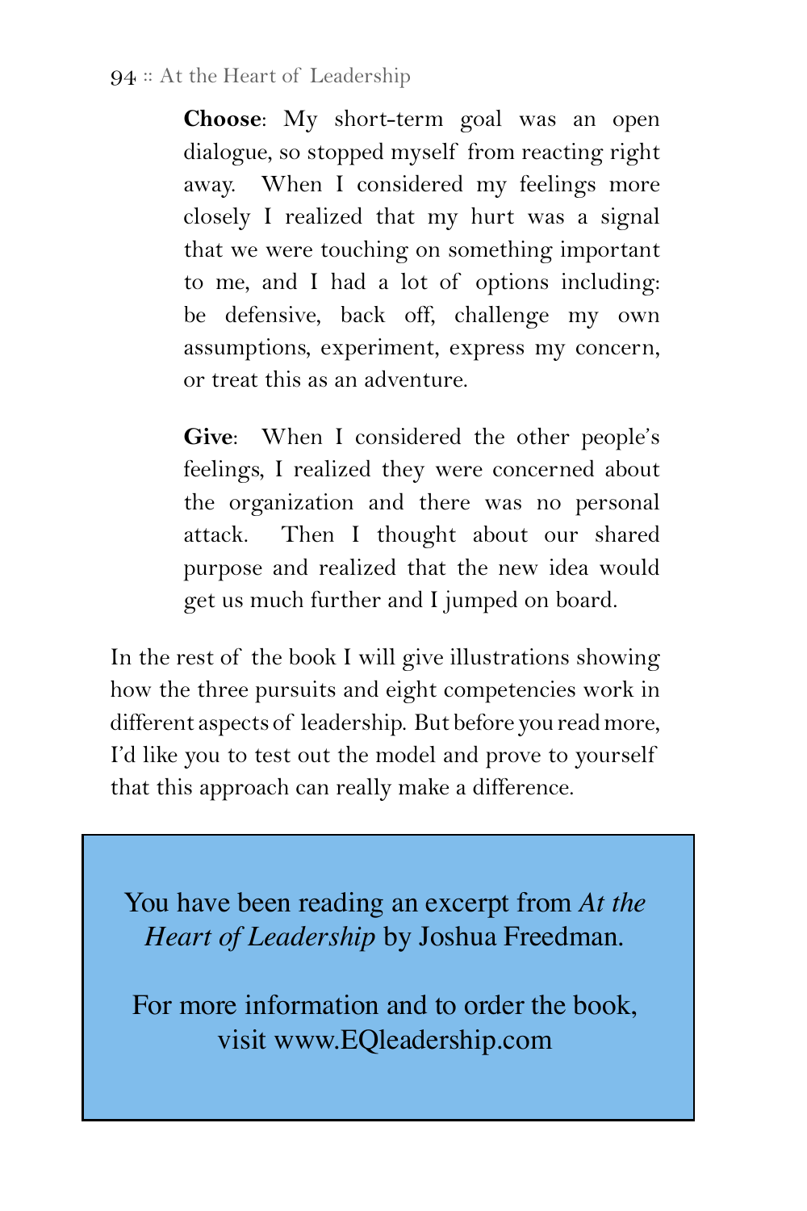**Choose**: My short-term goal was an open dialogue, so stopped myself from reacting right away. When I considered my feelings more closely I realized that my hurt was a signal that we were touching on something important to me, and I had a lot of options including: be defensive, back off, challenge my own assumptions, experiment, express my concern, or treat this as an adventure.

**Give**: When I considered the other people's feelings, I realized they were concerned about the organization and there was no personal attack. Then I thought about our shared purpose and realized that the new idea would get us much further and I jumped on board.

In the rest of the book I will give illustrations showing how the three pursuits and eight competencies work in different aspects of leadership. But before you read more, I'd like you to test out the model and prove to yourself that this approach can really make a difference.

You have been reading an excerpt from *At the Heart of Leadership* by Joshua Freedman.

For more information and to order the book, visit www.EQleadership.com